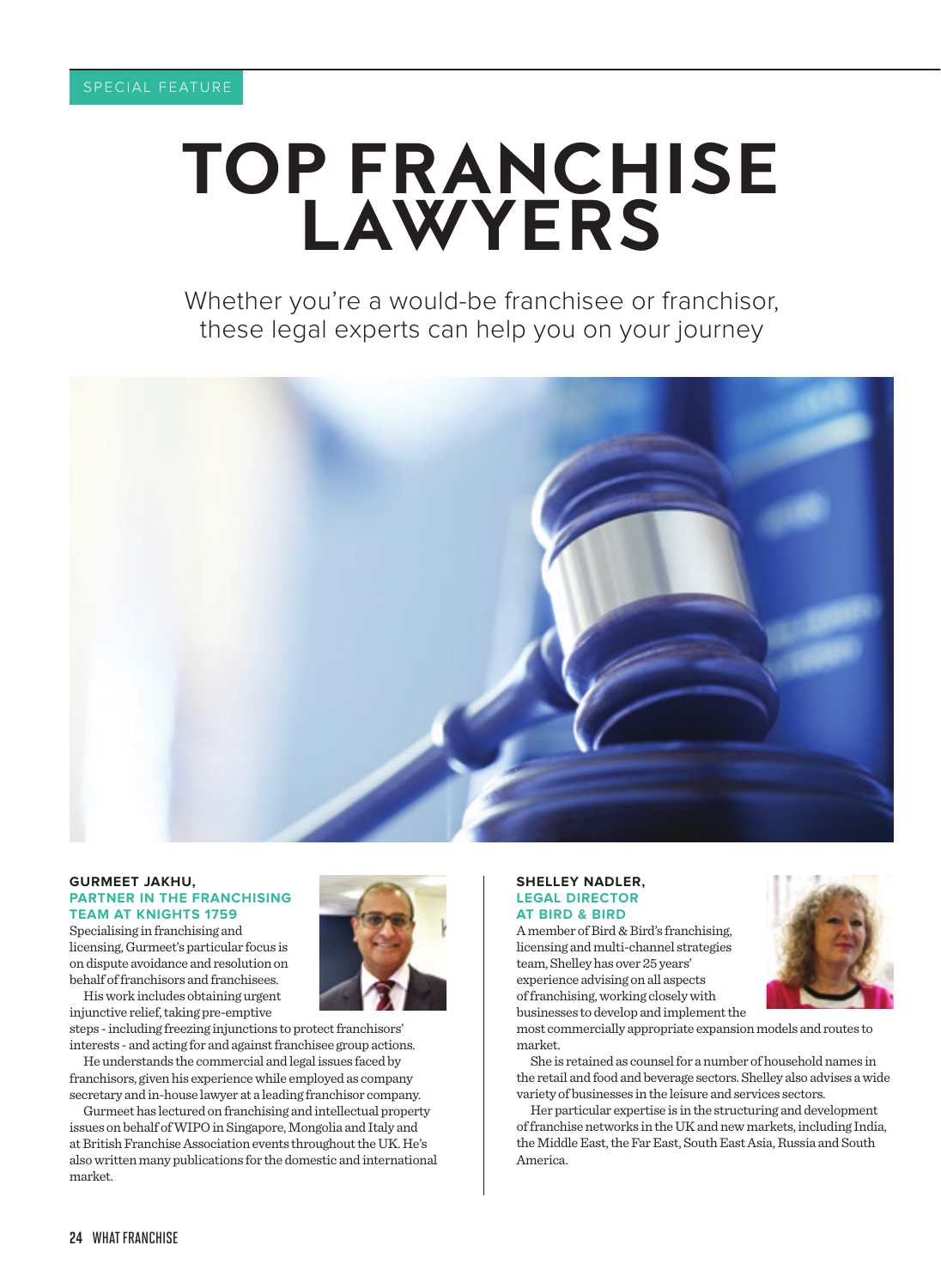SPECIAL FEATURE

# TOP FRANCHISE LAWYERS

Whether you're a would-be franchisee or franchisor, these legal experts can help you on your journey

### GURMEET JAKHU,
**PARTNER IN THE FRANCHISING TEAM AT KNIGHTS 1759**

Specialising in franchising and licensing, Gurmeet's particular focus is on dispute avoidance and resolution on behalf of franchisors and franchisees.

His work includes obtaining urgent injunctive relief, taking pre-emptive steps - including freezing injunctions to protect franchisors' interests - and acting for and against franchisee group actions.

He understands the commercial and legal issues faced by franchisors, given his experience while employed as company secretary and in-house lawyer at a leading franchisor company.

Gurmeet has lectured on franchising and intellectual property issues on behalf of WIPO in Singapore, Mongolia and Italy and at British Franchise Association events throughout the UK. He's also written many publications for the domestic and international market.

### SHELLEY NADLER,
**LEGAL DIRECTOR AT BIRD & BIRD**

A member of Bird & Bird's franchising, licensing and multi-channel strategies team, Shelley has over 25 years' experience advising on all aspects of franchising, working closely with businesses to develop and implement the most commercially appropriate expansion models and routes to market.

She is retained as counsel for a number of household names in the retail and food and beverage sectors. Shelley also advises a wide variety of businesses in the leisure and services sectors.

Her particular expertise is in the structuring and development of franchise networks in the UK and new markets, including India, the Middle East, the Far East, South East Asia, Russia and South America.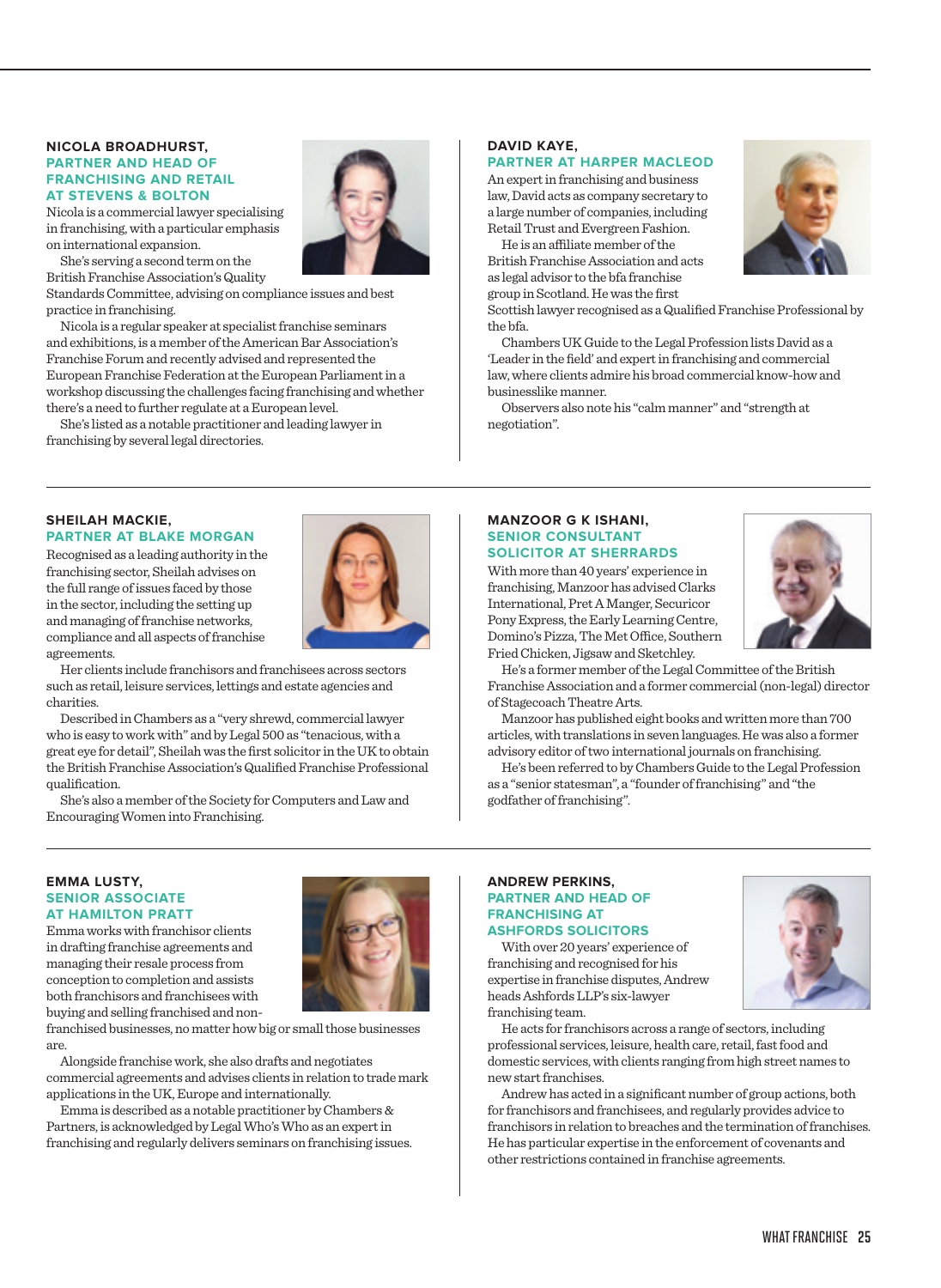## NICOLA BROADHURST,
### PARTNER AND HEAD OF FRANCHISING AND RETAIL AT STEVENS & BOLTON

Nicola is a commercial lawyer specialising in franchising, with a particular emphasis on international expansion.

She's serving a second term on the British Franchise Association's Quality Standards Committee, advising on compliance issues and best practice in franchising.

Nicola is a regular speaker at specialist franchise seminars and exhibitions, is a member of the American Bar Association's Franchise Forum and recently advised and represented the European Franchise Federation at the European Parliament in a workshop discussing the challenges facing franchising and whether there's a need to further regulate at a European level.

She's listed as a notable practitioner and leading lawyer in franchising by several legal directories.

## DAVID KAYE,
### PARTNER AT HARPER MACLEOD

An expert in franchising and business law, David acts as company secretary to a large number of companies, including Retail Trust and Evergreen Fashion.

He is an affiliate member of the British Franchise Association and acts as legal advisor to the bfa franchise group in Scotland. He was the first Scottish lawyer recognised as a Qualified Franchise Professional by the bfa.

Chambers UK Guide to the Legal Profession lists David as a 'Leader in the field' and expert in franchising and commercial law, where clients admire his broad commercial know-how and businesslike manner.

Observers also note his "calm manner" and "strength at negotiation".

## SHEILAH MACKIE,
### PARTNER AT BLAKE MORGAN

Recognised as a leading authority in the franchising sector, Sheilah advises on the full range of issues faced by those in the sector, including the setting up and managing of franchise networks, compliance and all aspects of franchise agreements.

Her clients include franchisors and franchisees across sectors such as retail, leisure services, lettings and estate agencies and charities.

Described in Chambers as a "very shrewd, commercial lawyer who is easy to work with" and by Legal 500 as "tenacious, with a great eye for detail", Sheilah was the first solicitor in the UK to obtain the British Franchise Association's Qualified Franchise Professional qualification.

She's also a member of the Society for Computers and Law and Encouraging Women into Franchising.

## MANZOOR G K ISHANI,
### SENIOR CONSULTANT SOLICITOR AT SHERRARDS

With more than 40 years' experience in franchising, Manzoor has advised Clarks International, Pret A Manger, Securicor Pony Express, the Early Learning Centre, Domino's Pizza, The Met Office, Southern Fried Chicken, Jigsaw and Sketchley.

He's a former member of the Legal Committee of the British Franchise Association and a former commercial (non-legal) director of Stagecoach Theatre Arts.

Manzoor has published eight books and written more than 700 articles, with translations in seven languages. He was also a former advisory editor of two international journals on franchising.

He's been referred to by Chambers Guide to the Legal Profession as a "senior statesman", a "founder of franchising" and "the godfather of franchising".

## EMMA LUSTY,
### SENIOR ASSOCIATE AT HAMILTON PRATT

Emma works with franchisor clients in drafting franchise agreements and managing their resale process from conception to completion and assists both franchisors and franchisees with buying and selling franchised and non-franchised businesses, no matter how big or small those businesses are.

Alongside franchise work, she also drafts and negotiates commercial agreements and advises clients in relation to trade mark applications in the UK, Europe and internationally.

Emma is described as a notable practitioner by Chambers & Partners, is acknowledged by Legal Who's Who as an expert in franchising and regularly delivers seminars on franchising issues.

## ANDREW PERKINS,
### PARTNER AND HEAD OF FRANCHISING AT ASHFORDS SOLICITORS

With over 20 years' experience of franchising and recognised for his expertise in franchise disputes, Andrew heads Ashfords LLP's six-lawyer franchising team.

He acts for franchisors across a range of sectors, including professional services, leisure, health care, retail, fast food and domestic services, with clients ranging from high street names to new start franchises.

Andrew has acted in a significant number of group actions, both for franchisors and franchisees, and regularly provides advice to franchisors in relation to breaches and the termination of franchises. He has particular expertise in the enforcement of covenants and other restrictions contained in franchise agreements.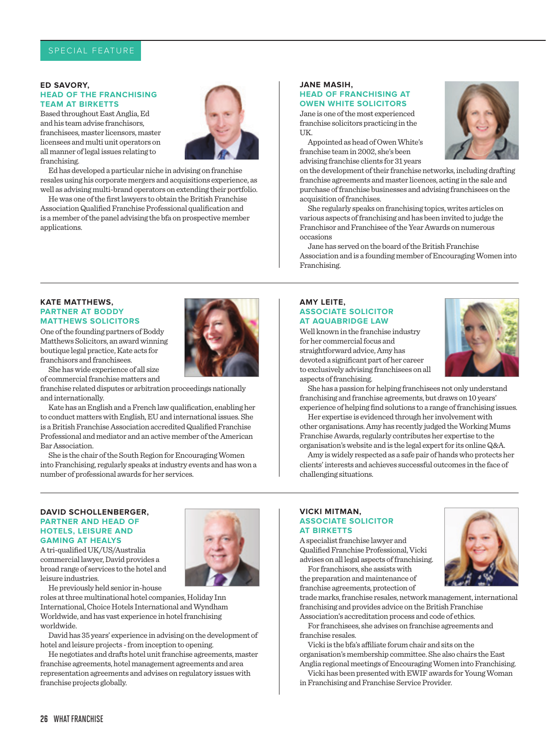SPECIAL FEATURE

### ED SAVORY, HEAD OF THE FRANCHISING TEAM AT BIRKETTS

Based throughout East Anglia, Ed and his team advise franchisors, franchisees, master licensors, master licensees and multi unit operators on all manner of legal issues relating to franchising.

Ed has developed a particular niche in advising on franchise resales using his corporate mergers and acquisitions experience, as well as advising multi-brand operators on extending their portfolio.

He was one of the first lawyers to obtain the British Franchise Association Qualified Franchise Professional qualification and is a member of the panel advising the bfa on prospective member applications.

### JANE MASIH, HEAD OF FRANCHISING AT OWEN WHITE SOLICITORS

Jane is one of the most experienced franchise solicitors practicing in the UK.

Appointed as head of Owen White's franchise team in 2002, she's been advising franchise clients for 31 years on the development of their franchise networks, including drafting franchise agreements and master licences, acting in the sale and purchase of franchise businesses and advising franchisees on the acquisition of franchises.

She regularly speaks on franchising topics, writes articles on various aspects of franchising and has been invited to judge the Franchisor and Franchisee of the Year Awards on numerous occasions

Jane has served on the board of the British Franchise Association and is a founding member of Encouraging Women into Franchising.

### KATE MATTHEWS, PARTNER AT BODDY MATTHEWS SOLICITORS

One of the founding partners of Boddy Matthews Solicitors, an award winning boutique legal practice, Kate acts for franchisors and franchisees.

She has wide experience of all size of commercial franchise matters and franchise related disputes or arbitration proceedings nationally and internationally.

Kate has an English and a French law qualification, enabling her to conduct matters with English, EU and international issues. She is a British Franchise Association accredited Qualified Franchise Professional and mediator and an active member of the American Bar Association.

She is the chair of the South Region for Encouraging Women into Franchising, regularly speaks at industry events and has won a number of professional awards for her services.

### AMY LEITE, ASSOCIATE SOLICITOR AT AQUABRIDGE LAW

Well known in the franchise industry for her commercial focus and straightforward advice, Amy has devoted a significant part of her career to exclusively advising franchisees on all aspects of franchising.

She has a passion for helping franchisees not only understand franchising and franchise agreements, but draws on 10 years' experience of helping find solutions to a range of franchising issues.

Her expertise is evidenced through her involvement with other organisations. Amy has recently judged the Working Mums Franchise Awards, regularly contributes her expertise to the organisation's website and is the legal expert for its online Q&A.

Amy is widely respected as a safe pair of hands who protects her clients' interests and achieves successful outcomes in the face of challenging situations.

### DAVID SCHOLLENBERGER, PARTNER AND HEAD OF HOTELS, LEISURE AND GAMING AT HEALYS

A tri-qualified UK/US/Australia commercial lawyer, David provides a broad range of services to the hotel and leisure industries.

He previously held senior in-house roles at three multinational hotel companies, Holiday Inn International, Choice Hotels International and Wyndham Worldwide, and has vast experience in hotel franchising worldwide.

David has 35 years' experience in advising on the development of hotel and leisure projects - from inception to opening.

He negotiates and drafts hotel unit franchise agreements, master franchise agreements, hotel management agreements and area representation agreements and advises on regulatory issues with franchise projects globally.

### VICKI MITMAN, ASSOCIATE SOLICITOR AT BIRKETTS

A specialist franchise lawyer and Qualified Franchise Professional, Vicki advises on all legal aspects of franchising.

For franchisors, she assists with the preparation and maintenance of franchise agreements, protection of trade marks, franchise resales, network management, international franchising and provides advice on the British Franchise Association's accreditation process and code of ethics.

For franchisees, she advises on franchise agreements and franchise resales.

Vicki is the bfa's affiliate forum chair and sits on the organisation's membership committee. She also chairs the East Anglia regional meetings of Encouraging Women into Franchising.

Vicki has been presented with EWIF awards for Young Woman in Franchising and Franchise Service Provider.